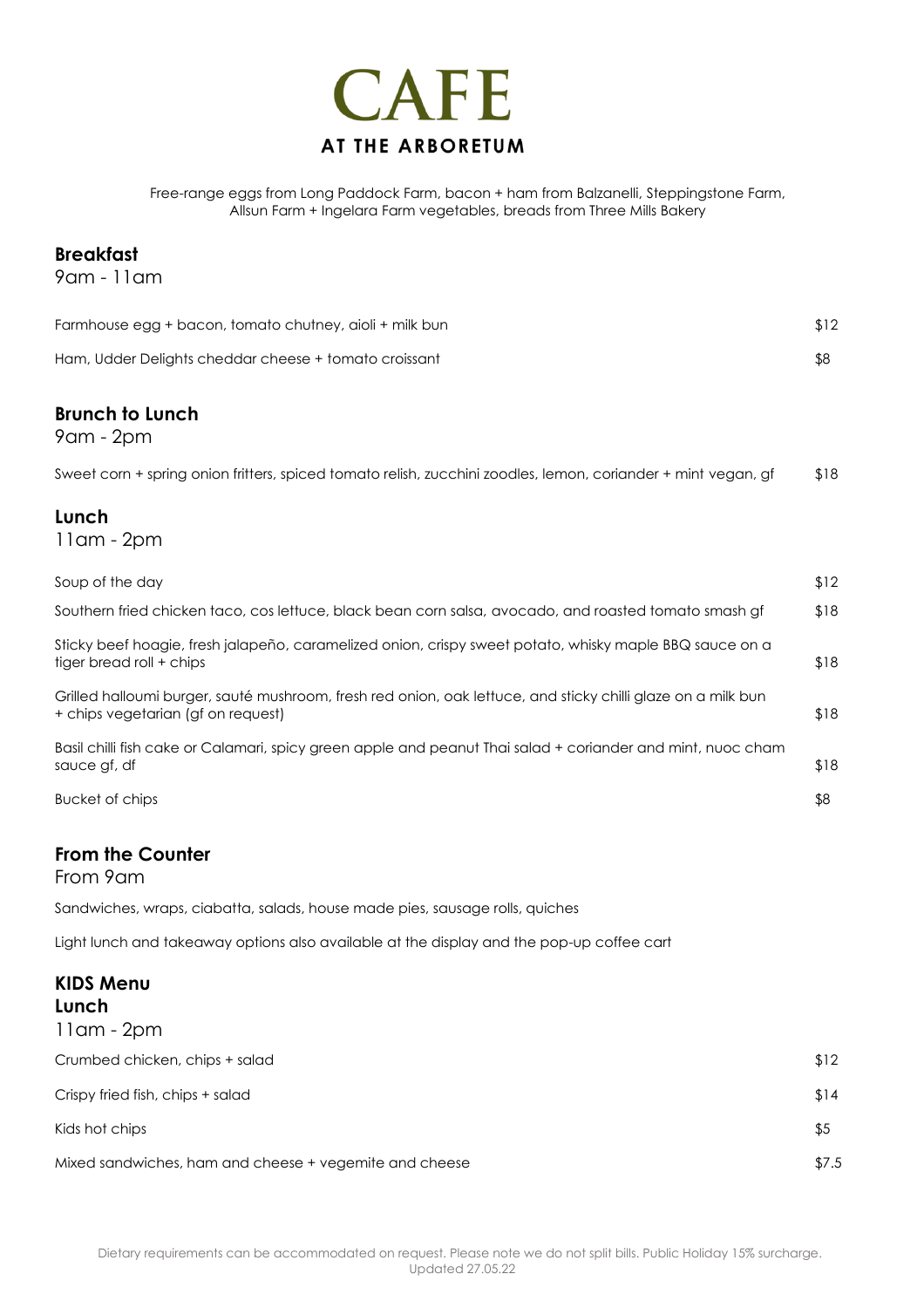# CAFE
## AT THE ARBORETUM

Free-range eggs from Long Paddock Farm, bacon + ham from Balzanelli, Steppingstone Farm, Allsun Farm + Ingelara Farm vegetables, breads from Three Mills Bakery

### Breakfast
9am - 11am

| | |
|---|---|
| Farmhouse egg + bacon, tomato chutney, aioli + milk bun | $12 |
| Ham, Udder Delights cheddar cheese + tomato croissant | $8 |

### Brunch to Lunch
9am - 2pm

| | |
|---|---|
| Sweet corn + spring onion fritters, spiced tomato relish, zucchini zoodles, lemon, coriander + mint vegan, gf | $18 |

### Lunch
11am - 2pm

| | |
|---|---|
| Soup of the day | $12 |
| Southern fried chicken taco, cos lettuce, black bean corn salsa, avocado, and roasted tomato smash gf | $18 |
| Sticky beef hoagie, fresh jalapeño, caramelized onion, crispy sweet potato, whisky maple BBQ sauce on a tiger bread roll + chips | $18 |
| Grilled halloumi burger, sauté mushroom, fresh red onion, oak lettuce, and sticky chilli glaze on a milk bun + chips vegetarian (gf on request) | $18 |
| Basil chilli fish cake or Calamari, spicy green apple and peanut Thai salad + coriander and mint, nuoc cham sauce gf, df | $18 |
| Bucket of chips | $8 |

### From the Counter
From 9am

Sandwiches, wraps, ciabatta, salads, house made pies, sausage rolls, quiches

Light lunch and takeaway options also available at the display and the pop-up coffee cart

### KIDS Menu
**Lunch**
11am - 2pm

| | |
|---|---|
| Crumbed chicken, chips + salad | $12 |
| Crispy fried fish, chips + salad | $14 |
| Kids hot chips | $5 |
| Mixed sandwiches, ham and cheese + vegemite and cheese | $7.5 |

Dietary requirements can be accommodated on request. Please note we do not split bills. Public Holiday 15% surcharge.
Updated 27.05.22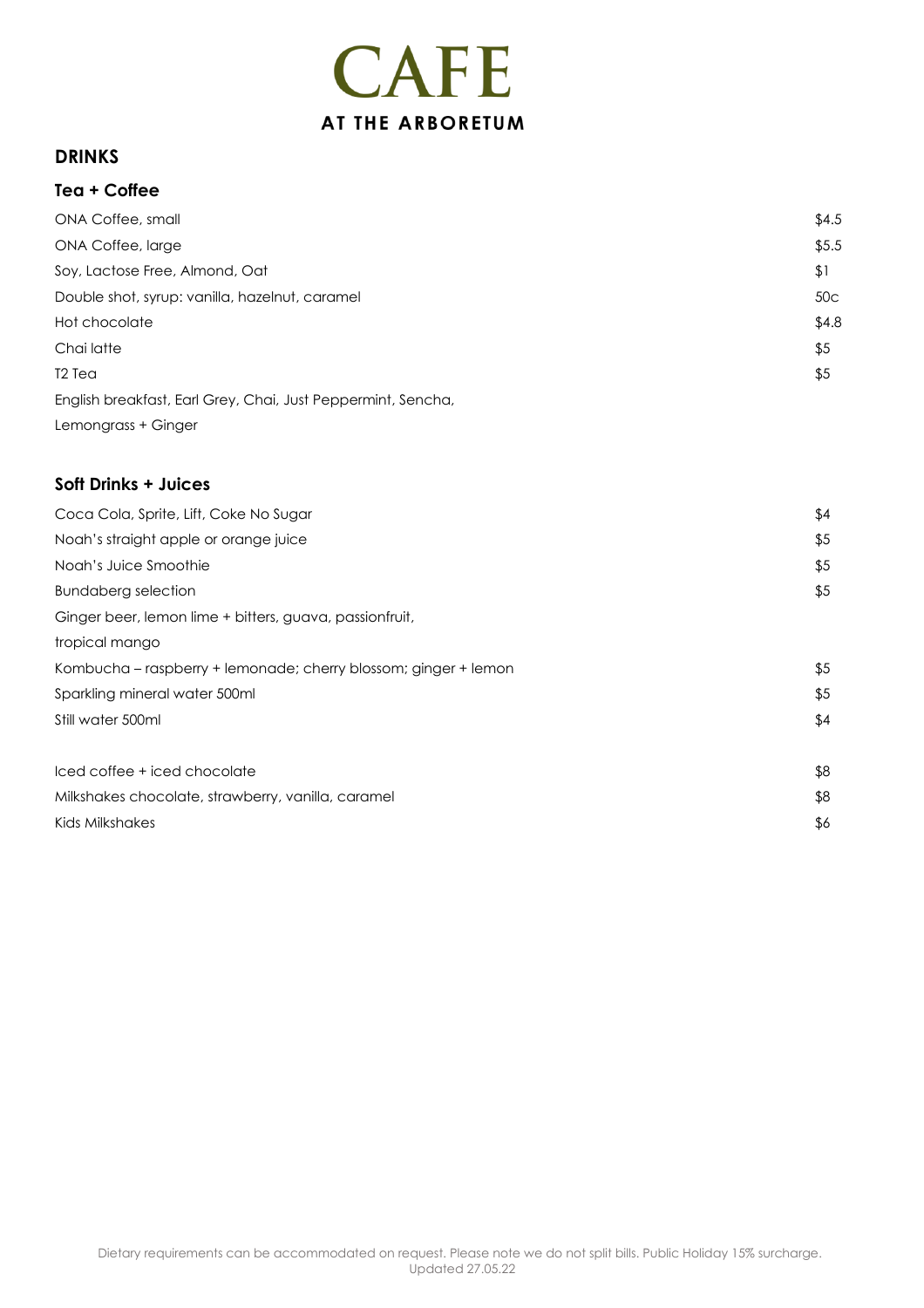# CAFE

**AT THE ARBORETUM**

## DRINKS

### Tea + Coffee

| | |
|---|---|
| ONA Coffee, small | $4.5 |
| ONA Coffee, large | $5.5 |
| Soy, Lactose Free, Almond, Oat | $1 |
| Double shot, syrup: vanilla, hazelnut, caramel | 50c |
| Hot chocolate | $4.8 |
| Chai latte | $5 |
| T2 Tea | $5 |
| English breakfast, Earl Grey, Chai, Just Peppermint, Sencha, Lemongrass + Ginger | |

### Soft Drinks + Juices

| | |
|---|---|
| Coca Cola, Sprite, Lift, Coke No Sugar | $4 |
| Noah's straight apple or orange juice | $5 |
| Noah's Juice Smoothie | $5 |
| Bundaberg selection | $5 |
| Ginger beer, lemon lime + bitters, guava, passionfruit, tropical mango | |
| Kombucha – raspberry + lemonade; cherry blossom; ginger + lemon | $5 |
| Sparkling mineral water 500ml | $5 |
| Still water 500ml | $4 |
| Iced coffee + iced chocolate | $8 |
| Milkshakes chocolate, strawberry, vanilla, caramel | $8 |
| Kids Milkshakes | $6 |

Dietary requirements can be accommodated on request. Please note we do not split bills. Public Holiday 15% surcharge.
Updated 27.05.22